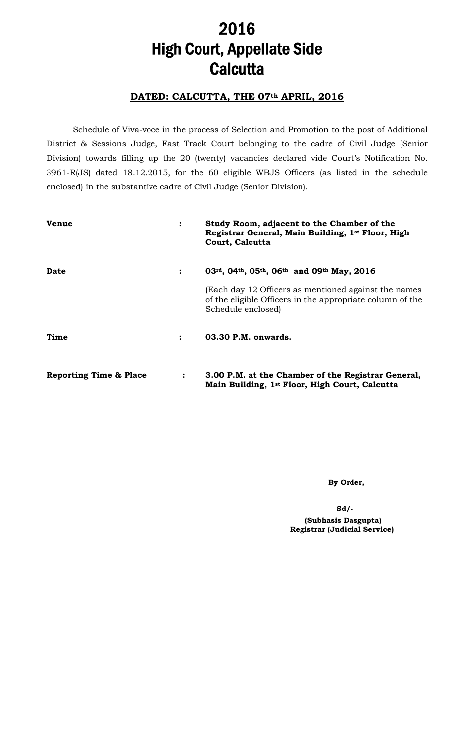# 2016
# High Court, Appellate Side
# Calcutta

**DATED: CALCUTTA, THE 07th APRIL, 2016**

Schedule of Viva-voce in the process of Selection and Promotion to the post of Additional District & Sessions Judge, Fast Track Court belonging to the cadre of Civil Judge (Senior Division) towards filling up the 20 (twenty) vacancies declared vide Court's Notification No. 3961-R(JS) dated 18.12.2015, for the 60 eligible WBJS Officers (as listed in the schedule enclosed) in the substantive cadre of Civil Judge (Senior Division).

| | | |
|---|---|---|
| **Venue** | : | **Study Room, adjacent to the Chamber of the Registrar General, Main Building, 1st Floor, High Court, Calcutta** |
| **Date** | : | **03rd, 04th, 05th, 06th and 09th May, 2016**<br><br>(Each day 12 Officers as mentioned against the names of the eligible Officers in the appropriate column of the Schedule enclosed) |
| **Time** | : | **03.30 P.M. onwards.** |
| **Reporting Time & Place** | : | **3.00 P.M. at the Chamber of the Registrar General, Main Building, 1st Floor, High Court, Calcutta** |

**By Order,**

**Sd/-**

**(Subhasis Dasgupta)**
**Registrar (Judicial Service)**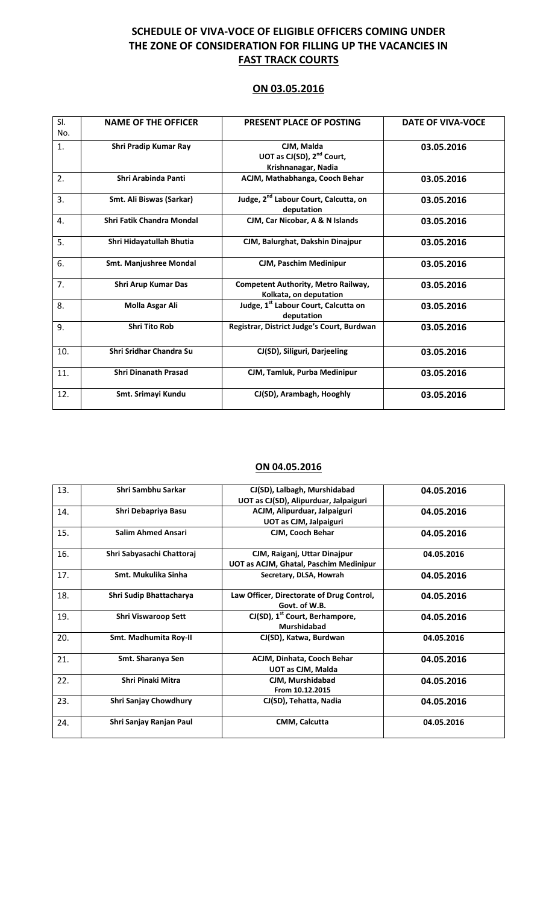## SCHEDULE OF VIVA-VOCE OF ELIGIBLE OFFICERS COMING UNDER THE ZONE OF CONSIDERATION FOR FILLING UP THE VACANCIES IN FAST TRACK COURTS

### ON 03.05.2016

| Sl. No. | NAME OF THE OFFICER | PRESENT PLACE OF POSTING | DATE OF VIVA-VOCE |
|---|---|---|---|
| 1. | Shri Pradip Kumar Ray | CJM, Malda<br>UOT as CJ(SD), 2nd Court, Krishnanagar, Nadia | 03.05.2016 |
| 2. | Shri Arabinda Panti | ACJM, Mathabhanga, Cooch Behar | 03.05.2016 |
| 3. | Smt. Ali Biswas (Sarkar) | Judge, 2nd Labour Court, Calcutta, on deputation | 03.05.2016 |
| 4. | Shri Fatik Chandra Mondal | CJM, Car Nicobar, A & N Islands | 03.05.2016 |
| 5. | Shri Hidayatullah Bhutia | CJM, Balurghat, Dakshin Dinajpur | 03.05.2016 |
| 6. | Smt. Manjushree Mondal | CJM, Paschim Medinipur | 03.05.2016 |
| 7. | Shri Arup Kumar Das | Competent Authority, Metro Railway, Kolkata, on deputation | 03.05.2016 |
| 8. | Molla Asgar Ali | Judge, 1st Labour Court, Calcutta on deputation | 03.05.2016 |
| 9. | Shri Tito Rob | Registrar, District Judge's Court, Burdwan | 03.05.2016 |
| 10. | Shri Sridhar Chandra Su | CJ(SD), Siliguri, Darjeeling | 03.05.2016 |
| 11. | Shri Dinanath Prasad | CJM, Tamluk, Purba Medinipur | 03.05.2016 |
| 12. | Smt. Srimayi Kundu | CJ(SD), Arambagh, Hooghly | 03.05.2016 |

### ON 04.05.2016

| Sl. No. | NAME OF THE OFFICER | PRESENT PLACE OF POSTING | DATE OF VIVA-VOCE |
|---|---|---|---|
| 13. | Shri Sambhu Sarkar | CJ(SD), Lalbagh, Murshidabad<br>UOT as CJ(SD), Alipurduar, Jalpaiguri | 04.05.2016 |
| 14. | Shri Debapriya Basu | ACJM, Alipurduar, Jalpaiguri<br>UOT as CJM, Jalpaiguri | 04.05.2016 |
| 15. | Salim Ahmed Ansari | CJM, Cooch Behar | 04.05.2016 |
| 16. | Shri Sabyasachi Chattoraj | CJM, Raiganj, Uttar Dinajpur<br>UOT as ACJM, Ghatal, Paschim Medinipur | 04.05.2016 |
| 17. | Smt. Mukulika Sinha | Secretary, DLSA, Howrah | 04.05.2016 |
| 18. | Shri Sudip Bhattacharya | Law Officer, Directorate of Drug Control, Govt. of W.B. | 04.05.2016 |
| 19. | Shri Viswaroop Sett | CJ(SD), 1st Court, Berhampore, Murshidabad | 04.05.2016 |
| 20. | Smt. Madhumita Roy-II | CJ(SD), Katwa, Burdwan | 04.05.2016 |
| 21. | Smt. Sharanya Sen | ACJM, Dinhata, Cooch Behar<br>UOT as CJM, Malda | 04.05.2016 |
| 22. | Shri Pinaki Mitra | CJM, Murshidabad<br>From 10.12.2015 | 04.05.2016 |
| 23. | Shri Sanjay Chowdhury | CJ(SD), Tehatta, Nadia | 04.05.2016 |
| 24. | Shri Sanjay Ranjan Paul | CMM, Calcutta | 04.05.2016 |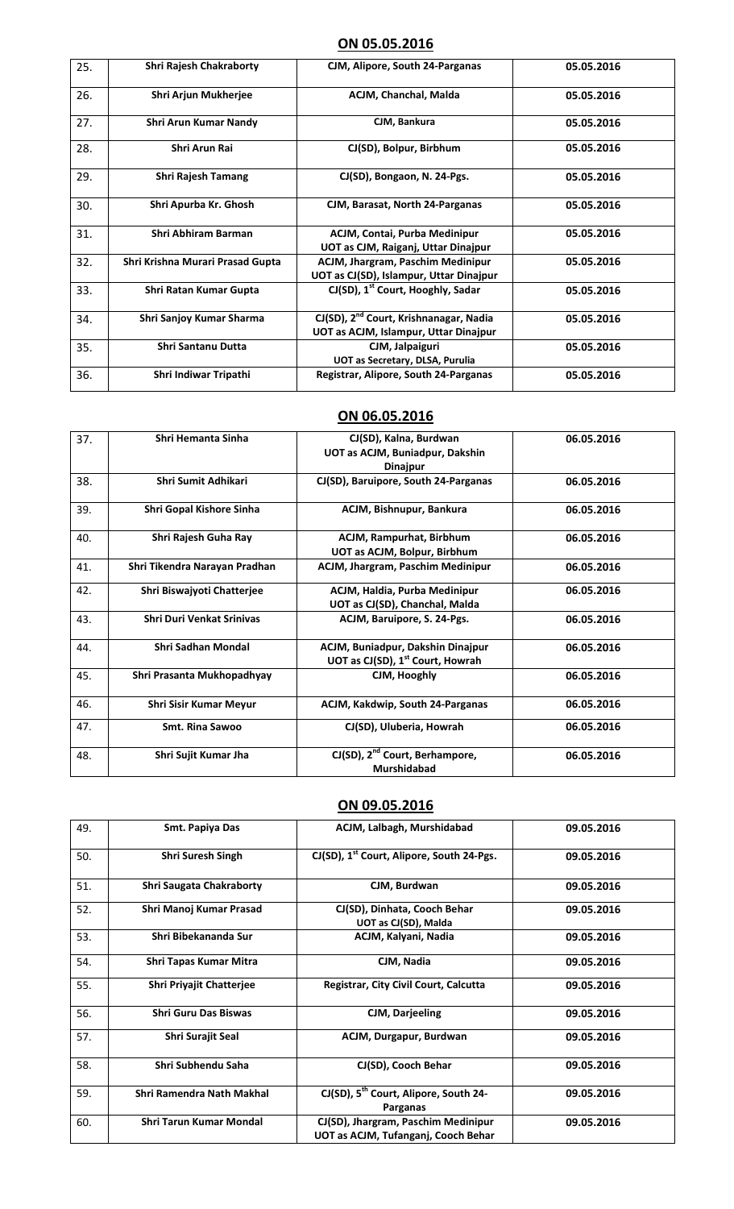## ON 05.05.2016

| | | | |
|---|---|---|---|
| 25. | **Shri Rajesh Chakraborty** | **CJM, Alipore, South 24-Parganas** | **05.05.2016** |
| 26. | **Shri Arjun Mukherjee** | **ACJM, Chanchal, Malda** | **05.05.2016** |
| 27. | **Shri Arun Kumar Nandy** | **CJM, Bankura** | **05.05.2016** |
| 28. | **Shri Arun Rai** | **CJ(SD), Bolpur, Birbhum** | **05.05.2016** |
| 29. | **Shri Rajesh Tamang** | **CJ(SD), Bongaon, N. 24-Pgs.** | **05.05.2016** |
| 30. | **Shri Apurba Kr. Ghosh** | **CJM, Barasat, North 24-Parganas** | **05.05.2016** |
| 31. | **Shri Abhiram Barman** | **ACJM, Contai, Purba Medinipur UOT as CJM, Raiganj, Uttar Dinajpur** | **05.05.2016** |
| 32. | **Shri Krishna Murari Prasad Gupta** | **ACJM, Jhargram, Paschim Medinipur UOT as CJ(SD), Islampur, Uttar Dinajpur** | **05.05.2016** |
| 33. | **Shri Ratan Kumar Gupta** | **CJ(SD), 1st Court, Hooghly, Sadar** | **05.05.2016** |
| 34. | **Shri Sanjoy Kumar Sharma** | **CJ(SD), 2nd Court, Krishnanagar, Nadia UOT as ACJM, Islampur, Uttar Dinajpur** | **05.05.2016** |
| 35. | **Shri Santanu Dutta** | **CJM, Jalpaiguri UOT as Secretary, DLSA, Purulia** | **05.05.2016** |
| 36. | **Shri Indiwar Tripathi** | **Registrar, Alipore, South 24-Parganas** | **05.05.2016** |

## ON 06.05.2016

| | | | |
|---|---|---|---|
| 37. | **Shri Hemanta Sinha** | **CJ(SD), Kalna, Burdwan UOT as ACJM, Buniadpur, Dakshin Dinajpur** | **06.05.2016** |
| 38. | **Shri Sumit Adhikari** | **CJ(SD), Baruipore, South 24-Parganas** | **06.05.2016** |
| 39. | **Shri Gopal Kishore Sinha** | **ACJM, Bishnupur, Bankura** | **06.05.2016** |
| 40. | **Shri Rajesh Guha Ray** | **ACJM, Rampurhat, Birbhum UOT as ACJM, Bolpur, Birbhum** | **06.05.2016** |
| 41. | **Shri Tikendra Narayan Pradhan** | **ACJM, Jhargram, Paschim Medinipur** | **06.05.2016** |
| 42. | **Shri Biswajyoti Chatterjee** | **ACJM, Haldia, Purba Medinipur UOT as CJ(SD), Chanchal, Malda** | **06.05.2016** |
| 43. | **Shri Duri Venkat Srinivas** | **ACJM, Baruipore, S. 24-Pgs.** | **06.05.2016** |
| 44. | **Shri Sadhan Mondal** | **ACJM, Buniadpur, Dakshin Dinajpur UOT as CJ(SD), 1st Court, Howrah** | **06.05.2016** |
| 45. | **Shri Prasanta Mukhopadhyay** | **CJM, Hooghly** | **06.05.2016** |
| 46. | **Shri Sisir Kumar Meyur** | **ACJM, Kakdwip, South 24-Parganas** | **06.05.2016** |
| 47. | **Smt. Rina Sawoo** | **CJ(SD), Uluberia, Howrah** | **06.05.2016** |
| 48. | **Shri Sujit Kumar Jha** | **CJ(SD), 2nd Court, Berhampore, Murshidabad** | **06.05.2016** |

## ON 09.05.2016

| | | | |
|---|---|---|---|
| 49. | **Smt. Papiya Das** | **ACJM, Lalbagh, Murshidabad** | **09.05.2016** |
| 50. | **Shri Suresh Singh** | **CJ(SD), 1st Court, Alipore, South 24-Pgs.** | **09.05.2016** |
| 51. | **Shri Saugata Chakraborty** | **CJM, Burdwan** | **09.05.2016** |
| 52. | **Shri Manoj Kumar Prasad** | **CJ(SD), Dinhata, Cooch Behar UOT as CJ(SD), Malda** | **09.05.2016** |
| 53. | **Shri Bibekananda Sur** | **ACJM, Kalyani, Nadia** | **09.05.2016** |
| 54. | **Shri Tapas Kumar Mitra** | **CJM, Nadia** | **09.05.2016** |
| 55. | **Shri Priyajit Chatterjee** | **Registrar, City Civil Court, Calcutta** | **09.05.2016** |
| 56. | **Shri Guru Das Biswas** | **CJM, Darjeeling** | **09.05.2016** |
| 57. | **Shri Surajit Seal** | **ACJM, Durgapur, Burdwan** | **09.05.2016** |
| 58. | **Shri Subhendu Saha** | **CJ(SD), Cooch Behar** | **09.05.2016** |
| 59. | **Shri Ramendra Nath Makhal** | **CJ(SD), 5th Court, Alipore, South 24-Parganas** | **09.05.2016** |
| 60. | **Shri Tarun Kumar Mondal** | **CJ(SD), Jhargram, Paschim Medinipur UOT as ACJM, Tufanganj, Cooch Behar** | **09.05.2016** |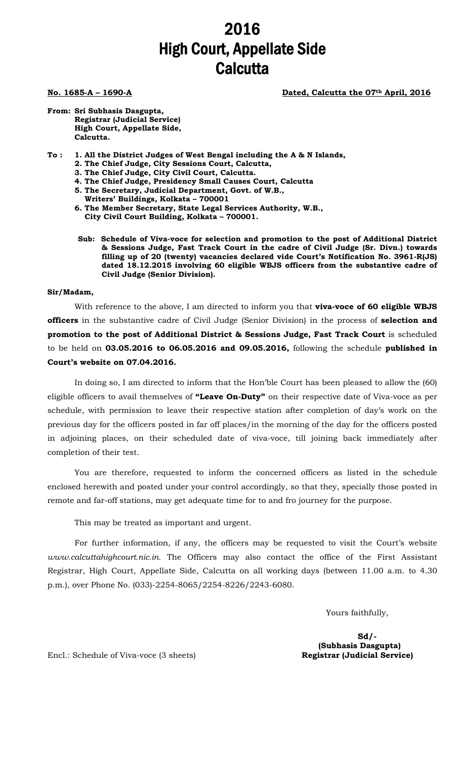# 2016
# High Court, Appellate Side
# Calcutta

**No. 1685-A – 1690-A** **Dated, Calcutta the 07th April, 2016**

**From: Sri Subhasis Dasgupta,**
**Registrar (Judicial Service)**
**High Court, Appellate Side,**
**Calcutta.**

**To :**
1. **All the District Judges of West Bengal including the A & N Islands,**
2. **The Chief Judge, City Sessions Court, Calcutta,**
3. **The Chief Judge, City Civil Court, Calcutta.**
4. **The Chief Judge, Presidency Small Causes Court, Calcutta**
5. **The Secretary, Judicial Department, Govt. of W.B., Writers' Buildings, Kolkata – 700001**
6. **The Member Secretary, State Legal Services Authority, W.B., City Civil Court Building, Kolkata – 700001.**

**Sub: Schedule of Viva-voce for selection and promotion to the post of Additional District & Sessions Judge, Fast Track Court in the cadre of Civil Judge (Sr. Divn.) towards filling up of 20 (twenty) vacancies declared vide Court's Notification No. 3961-R(JS) dated 18.12.2015 involving 60 eligible WBJS officers from the substantive cadre of Civil Judge (Senior Division).**

**Sir/Madam,**

With reference to the above, I am directed to inform you that **viva-voce of 60 eligible WBJS officers** in the substantive cadre of Civil Judge (Senior Division) in the process of **selection and promotion to the post of Additional District & Sessions Judge, Fast Track Court** is scheduled to be held on **03.05.2016 to 06.05.2016 and 09.05.2016,** following the schedule **published in Court's website on 07.04.2016.**

In doing so, I am directed to inform that the Hon'ble Court has been pleased to allow the (60) eligible officers to avail themselves of **"Leave On-Duty"** on their respective date of Viva-voce as per schedule, with permission to leave their respective station after completion of day's work on the previous day for the officers posted in far off places/in the morning of the day for the officers posted in adjoining places, on their scheduled date of viva-voce, till joining back immediately after completion of their test.

You are therefore, requested to inform the concerned officers as listed in the schedule enclosed herewith and posted under your control accordingly, so that they, specially those posted in remote and far-off stations, may get adequate time for to and fro journey for the purpose.

This may be treated as important and urgent.

For further information, if any, the officers may be requested to visit the Court's website *www.calcuttahighcourt.nic.in.* The Officers may also contact the office of the First Assistant Registrar, High Court, Appellate Side, Calcutta on all working days (between 11.00 a.m. to 4.30 p.m.), over Phone No. (033)-2254-8065/2254-8226/2243-6080.

Yours faithfully,

**Sd/-**
**(Subhasis Dasgupta)**
**Registrar (Judicial Service)**

Encl.: Schedule of Viva-voce (3 sheets)